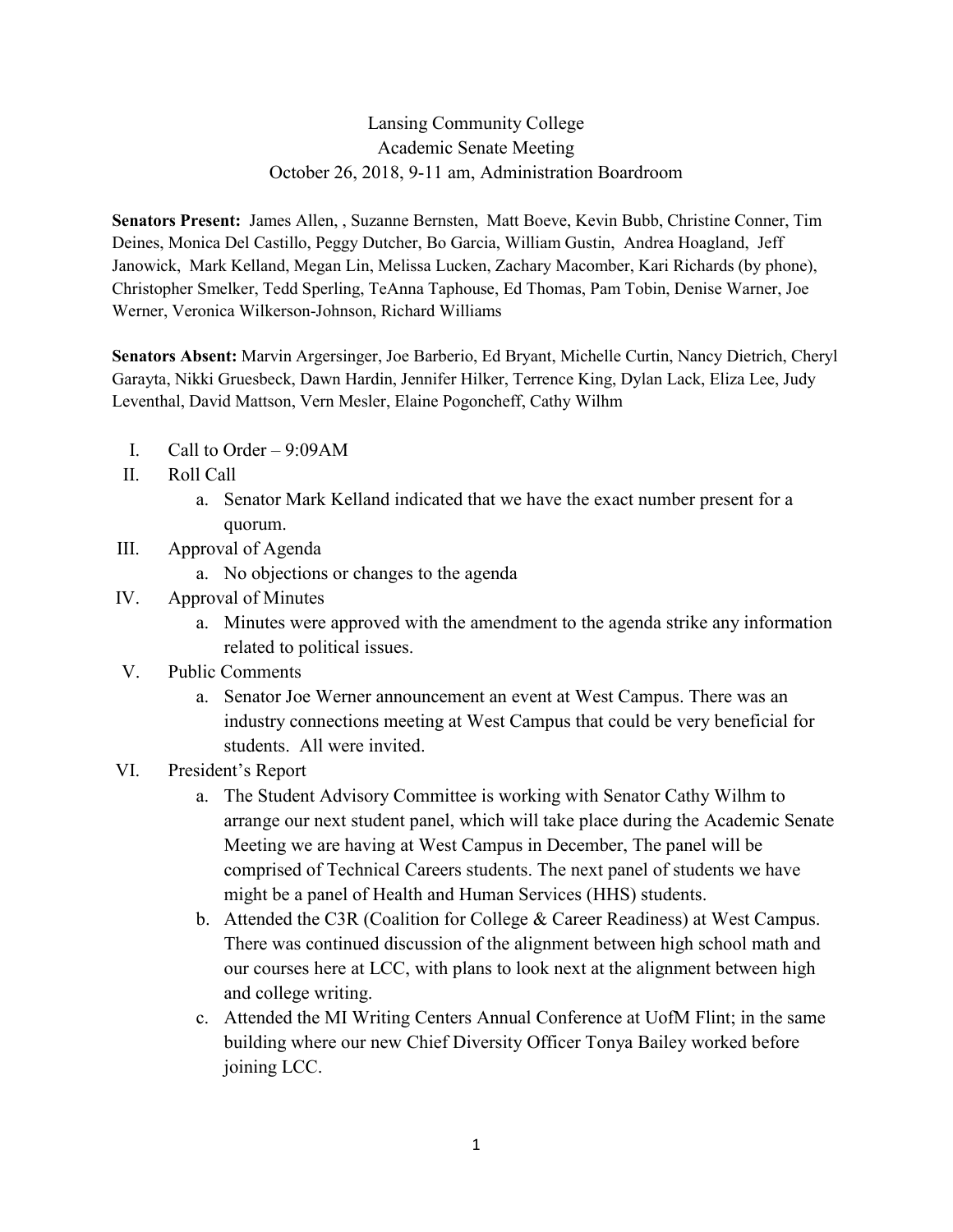Lansing Community College
Academic Senate Meeting
October 26, 2018, 9-11 am, Administration Boardroom

**Senators Present:** James Allen, , Suzanne Bernsten, Matt Boeve, Kevin Bubb, Christine Conner, Tim Deines, Monica Del Castillo, Peggy Dutcher, Bo Garcia, William Gustin, Andrea Hoagland, Jeff Janowick, Mark Kelland, Megan Lin, Melissa Lucken, Zachary Macomber, Kari Richards (by phone), Christopher Smelker, Tedd Sperling, TeAnna Taphouse, Ed Thomas, Pam Tobin, Denise Warner, Joe Werner, Veronica Wilkerson-Johnson, Richard Williams

**Senators Absent:** Marvin Argersinger, Joe Barberio, Ed Bryant, Michelle Curtin, Nancy Dietrich, Cheryl Garayta, Nikki Gruesbeck, Dawn Hardin, Jennifer Hilker, Terrence King, Dylan Lack, Eliza Lee, Judy Leventhal, David Mattson, Vern Mesler, Elaine Pogoncheff, Cathy Wilhm

I. Call to Order – 9:09AM

II. Roll Call
   a. Senator Mark Kelland indicated that we have the exact number present for a quorum.

III. Approval of Agenda
   a. No objections or changes to the agenda

IV. Approval of Minutes
   a. Minutes were approved with the amendment to the agenda strike any information related to political issues.

V. Public Comments
   a. Senator Joe Werner announcement an event at West Campus. There was an industry connections meeting at West Campus that could be very beneficial for students. All were invited.

VI. President's Report
   a. The Student Advisory Committee is working with Senator Cathy Wilhm to arrange our next student panel, which will take place during the Academic Senate Meeting we are having at West Campus in December, The panel will be comprised of Technical Careers students. The next panel of students we have might be a panel of Health and Human Services (HHS) students.
   b. Attended the C3R (Coalition for College & Career Readiness) at West Campus. There was continued discussion of the alignment between high school math and our courses here at LCC, with plans to look next at the alignment between high and college writing.
   c. Attended the MI Writing Centers Annual Conference at UofM Flint; in the same building where our new Chief Diversity Officer Tonya Bailey worked before joining LCC.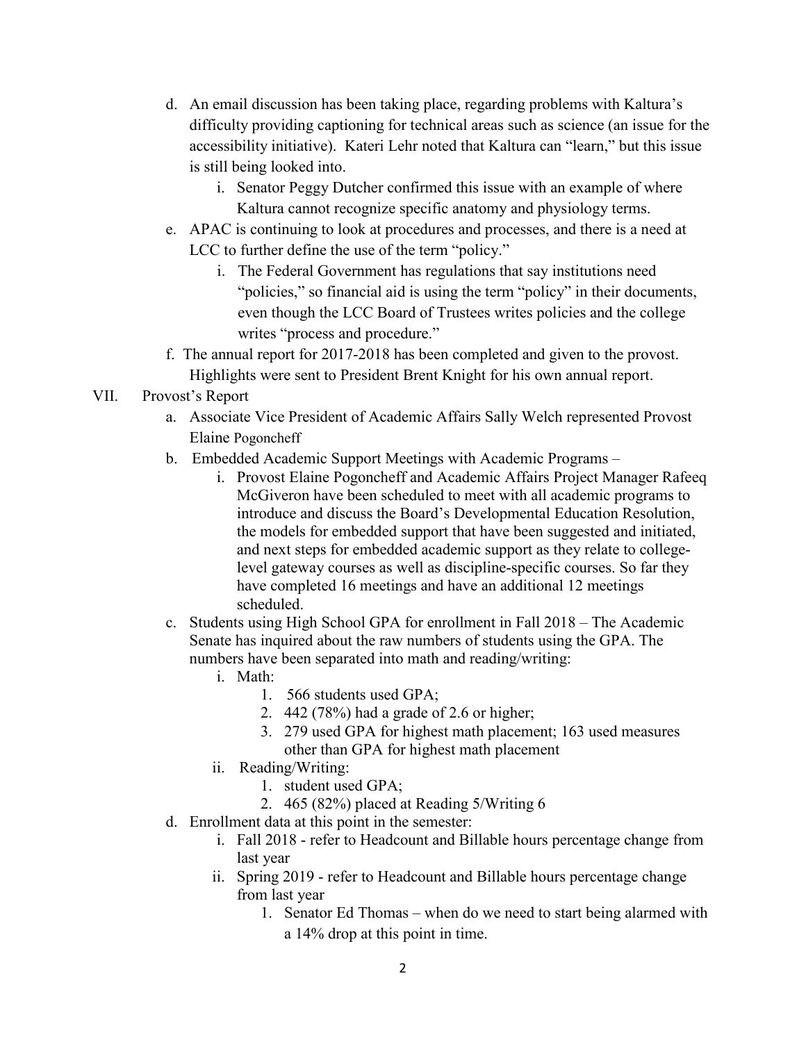d. An email discussion has been taking place, regarding problems with Kaltura's difficulty providing captioning for technical areas such as science (an issue for the accessibility initiative). Kateri Lehr noted that Kaltura can "learn," but this issue is still being looked into.
    i. Senator Peggy Dutcher confirmed this issue with an example of where Kaltura cannot recognize specific anatomy and physiology terms.

e. APAC is continuing to look at procedures and processes, and there is a need at LCC to further define the use of the term "policy."
    i. The Federal Government has regulations that say institutions need "policies," so financial aid is using the term "policy" in their documents, even though the LCC Board of Trustees writes policies and the college writes "process and procedure."

f. The annual report for 2017-2018 has been completed and given to the provost. Highlights were sent to President Brent Knight for his own annual report.

VII. Provost's Report

a. Associate Vice President of Academic Affairs Sally Welch represented Provost Elaine Pogoncheff

b. Embedded Academic Support Meetings with Academic Programs –
    i. Provost Elaine Pogoncheff and Academic Affairs Project Manager Rafeeq McGiveron have been scheduled to meet with all academic programs to introduce and discuss the Board's Developmental Education Resolution, the models for embedded support that have been suggested and initiated, and next steps for embedded academic support as they relate to college-level gateway courses as well as discipline-specific courses. So far they have completed 16 meetings and have an additional 12 meetings scheduled.

c. Students using High School GPA for enrollment in Fall 2018 – The Academic Senate has inquired about the raw numbers of students using the GPA. The numbers have been separated into math and reading/writing:
    i. Math:
        1. 566 students used GPA;
        2. 442 (78%) had a grade of 2.6 or higher;
        3. 279 used GPA for highest math placement; 163 used measures other than GPA for highest math placement
    ii. Reading/Writing:
        1. student used GPA;
        2. 465 (82%) placed at Reading 5/Writing 6

d. Enrollment data at this point in the semester:
    i. Fall 2018 - refer to Headcount and Billable hours percentage change from last year
    ii. Spring 2019 - refer to Headcount and Billable hours percentage change from last year
        1. Senator Ed Thomas – when do we need to start being alarmed with a 14% drop at this point in time.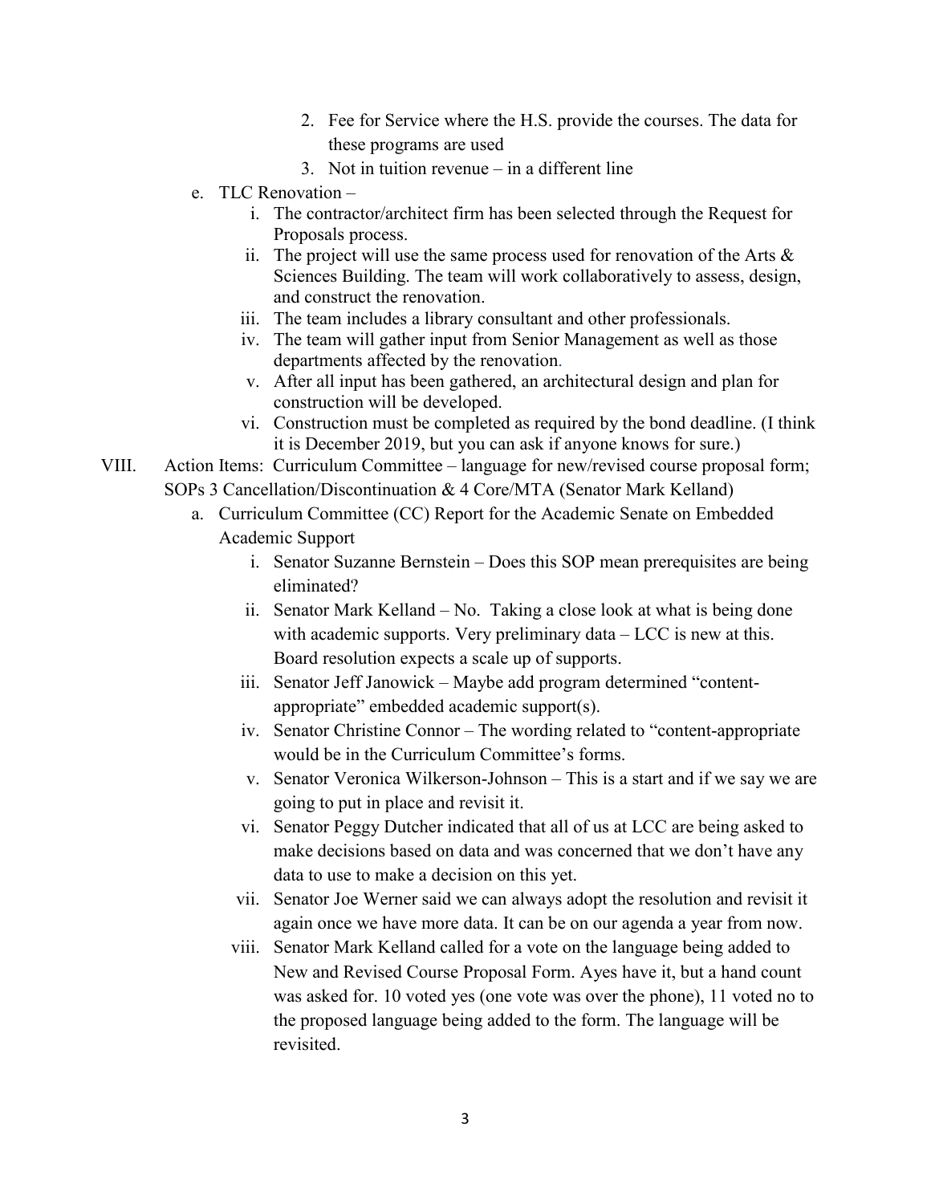2. Fee for Service where the H.S. provide the courses. The data for these programs are used
3. Not in tuition revenue – in a different line

e. TLC Renovation –
   i. The contractor/architect firm has been selected through the Request for Proposals process.
   ii. The project will use the same process used for renovation of the Arts & Sciences Building. The team will work collaboratively to assess, design, and construct the renovation.
   iii. The team includes a library consultant and other professionals.
   iv. The team will gather input from Senior Management as well as those departments affected by the renovation.
   v. After all input has been gathered, an architectural design and plan for construction will be developed.
   vi. Construction must be completed as required by the bond deadline. (I think it is December 2019, but you can ask if anyone knows for sure.)

VIII. Action Items: Curriculum Committee – language for new/revised course proposal form; SOPs 3 Cancellation/Discontinuation & 4 Core/MTA (Senator Mark Kelland)

a. Curriculum Committee (CC) Report for the Academic Senate on Embedded Academic Support
   i. Senator Suzanne Bernstein – Does this SOP mean prerequisites are being eliminated?
   ii. Senator Mark Kelland – No. Taking a close look at what is being done with academic supports. Very preliminary data – LCC is new at this. Board resolution expects a scale up of supports.
   iii. Senator Jeff Janowick – Maybe add program determined "content-appropriate" embedded academic support(s).
   iv. Senator Christine Connor – The wording related to "content-appropriate would be in the Curriculum Committee's forms.
   v. Senator Veronica Wilkerson-Johnson – This is a start and if we say we are going to put in place and revisit it.
   vi. Senator Peggy Dutcher indicated that all of us at LCC are being asked to make decisions based on data and was concerned that we don't have any data to use to make a decision on this yet.
   vii. Senator Joe Werner said we can always adopt the resolution and revisit it again once we have more data. It can be on our agenda a year from now.
   viii. Senator Mark Kelland called for a vote on the language being added to New and Revised Course Proposal Form. Ayes have it, but a hand count was asked for. 10 voted yes (one vote was over the phone), 11 voted no to the proposed language being added to the form. The language will be revisited.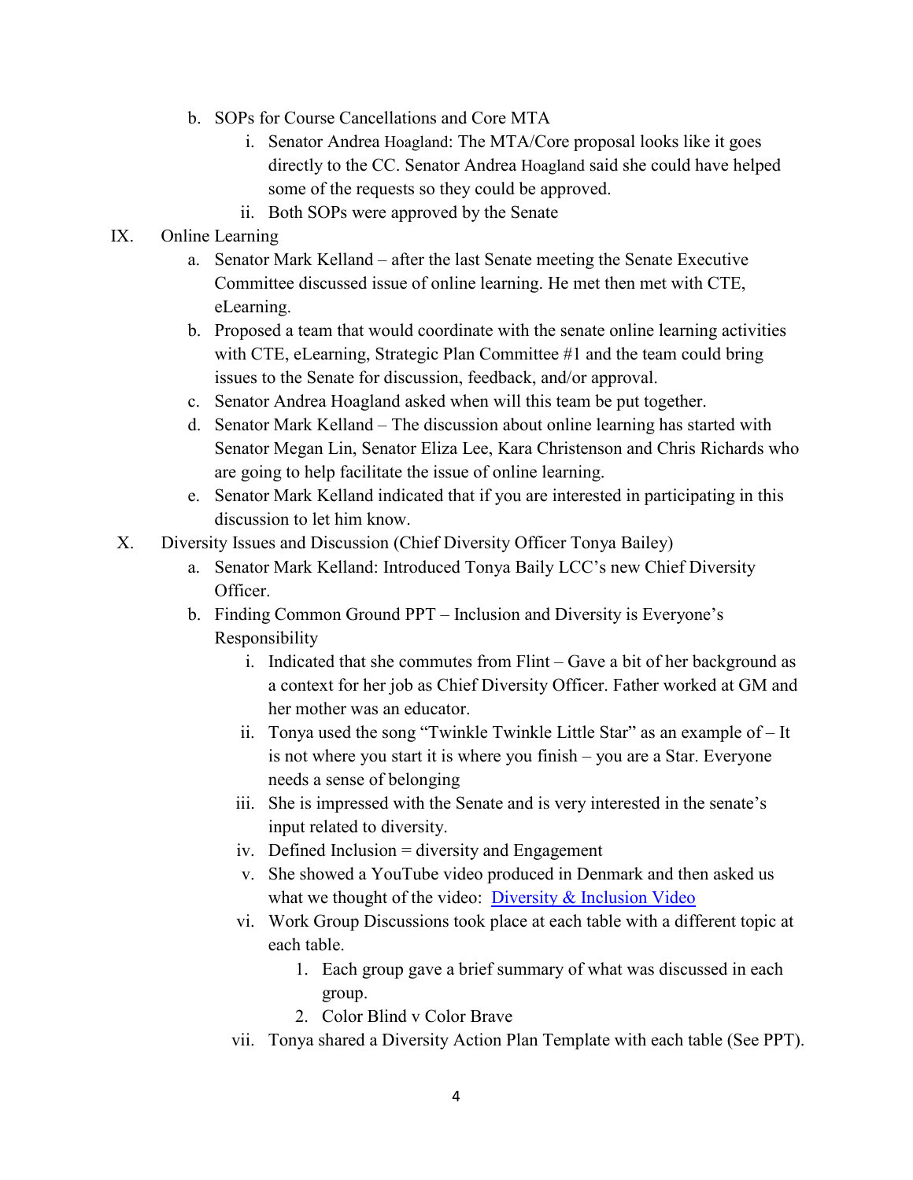b. SOPs for Course Cancellations and Core MTA
      i. Senator Andrea Hoagland: The MTA/Core proposal looks like it goes directly to the CC. Senator Andrea Hoagland said she could have helped some of the requests so they could be approved.
      ii. Both SOPs were approved by the Senate

IX. Online Learning
   a. Senator Mark Kelland – after the last Senate meeting the Senate Executive Committee discussed issue of online learning. He met then met with CTE, eLearning.
   b. Proposed a team that would coordinate with the senate online learning activities with CTE, eLearning, Strategic Plan Committee #1 and the team could bring issues to the Senate for discussion, feedback, and/or approval.
   c. Senator Andrea Hoagland asked when will this team be put together.
   d. Senator Mark Kelland – The discussion about online learning has started with Senator Megan Lin, Senator Eliza Lee, Kara Christenson and Chris Richards who are going to help facilitate the issue of online learning.
   e. Senator Mark Kelland indicated that if you are interested in participating in this discussion to let him know.

X. Diversity Issues and Discussion (Chief Diversity Officer Tonya Bailey)
   a. Senator Mark Kelland: Introduced Tonya Baily LCC's new Chief Diversity Officer.
   b. Finding Common Ground PPT – Inclusion and Diversity is Everyone's Responsibility
      i. Indicated that she commutes from Flint – Gave a bit of her background as a context for her job as Chief Diversity Officer. Father worked at GM and her mother was an educator.
      ii. Tonya used the song "Twinkle Twinkle Little Star" as an example of – It is not where you start it is where you finish – you are a Star. Everyone needs a sense of belonging
      iii. She is impressed with the Senate and is very interested in the senate's input related to diversity.
      iv. Defined Inclusion = diversity and Engagement
      v. She showed a YouTube video produced in Denmark and then asked us what we thought of the video: Diversity & Inclusion Video
      vi. Work Group Discussions took place at each table with a different topic at each table.
         1. Each group gave a brief summary of what was discussed in each group.
         2. Color Blind v Color Brave
      vii. Tonya shared a Diversity Action Plan Template with each table (See PPT).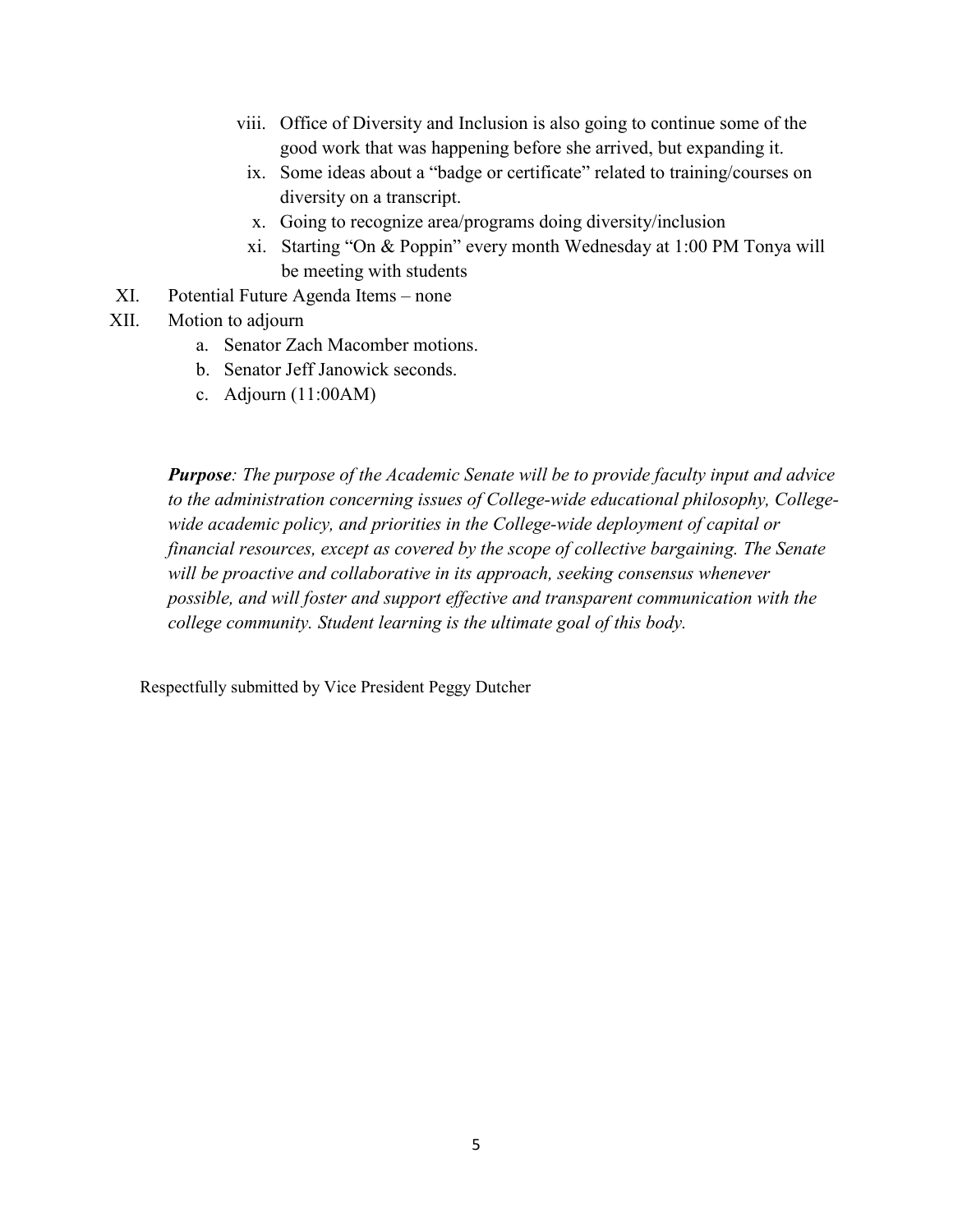viii. Office of Diversity and Inclusion is also going to continue some of the good work that was happening before she arrived, but expanding it.

ix. Some ideas about a "badge or certificate" related to training/courses on diversity on a transcript.

x. Going to recognize area/programs doing diversity/inclusion

xi. Starting "On & Poppin" every month Wednesday at 1:00 PM Tonya will be meeting with students

XI. Potential Future Agenda Items – none

XII. Motion to adjourn

a. Senator Zach Macomber motions.

b. Senator Jeff Janowick seconds.

c. Adjourn (11:00AM)

***Purpose****: The purpose of the Academic Senate will be to provide faculty input and advice to the administration concerning issues of College-wide educational philosophy, College-wide academic policy, and priorities in the College-wide deployment of capital or financial resources, except as covered by the scope of collective bargaining. The Senate will be proactive and collaborative in its approach, seeking consensus whenever possible, and will foster and support effective and transparent communication with the college community. Student learning is the ultimate goal of this body.*

Respectfully submitted by Vice President Peggy Dutcher